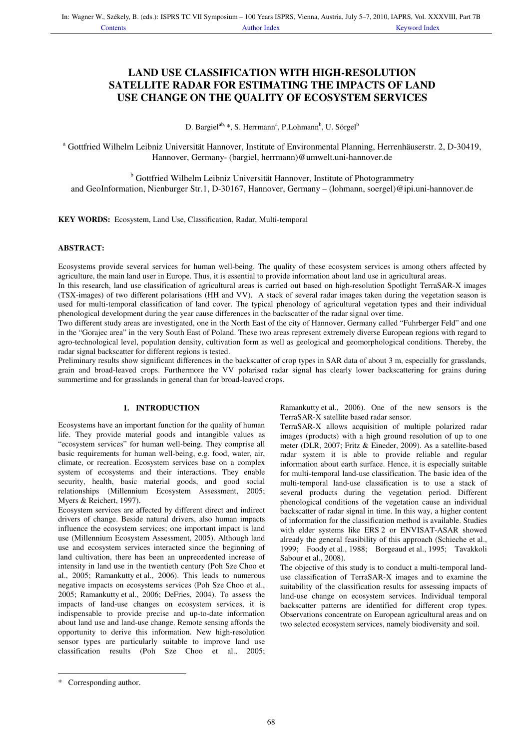# LAND USE CLASSIFICATION WITH HIGH-RESOLUTION SATELLITE RADAR FOR ESTIMATING THE IMPACTS OF LAND USE CHANGE ON THE QUALITY OF ECOSYSTEM SERVICES

D. Bargiel[ab, *], S. Herrmann[a], P.Lohmann[b], U. Sörgel[b]

[a] Gottfried Wilhelm Leibniz Universität Hannover, Institute of Environmental Planning, Herrenhäuserstr. 2, D-30419, Hannover, Germany- (bargiel, herrmann)@umwelt.uni-hannover.de

[b] Gottfried Wilhelm Leibniz Universität Hannover, Institute of Photogrammetry and GeoInformation, Nienburger Str.1, D-30167, Hannover, Germany – (lohmann, soergel)@ipi.uni-hannover.de

**KEY WORDS:** Ecosystem, Land Use, Classification, Radar, Multi-temporal

**ABSTRACT:**

Ecosystems provide several services for human well-being. The quality of these ecosystem services is among others affected by agriculture, the main land user in Europe. Thus, it is essential to provide information about land use in agricultural areas.

In this research, land use classification of agricultural areas is carried out based on high-resolution Spotlight TerraSAR-X images (TSX-images) of two different polarisations (HH and VV). A stack of several radar images taken during the vegetation season is used for multi-temporal classification of land cover. The typical phenology of agricultural vegetation types and their individual phenological development during the year cause differences in the backscatter of the radar signal over time.

Two different study areas are investigated, one in the North East of the city of Hannover, Germany called "Fuhrberger Feld" and one in the "Gorajec area" in the very South East of Poland. These two areas represent extremely diverse European regions with regard to agro-technological level, population density, cultivation form as well as geological and geomorphological conditions. Thereby, the radar signal backscatter for different regions is tested.

Preliminary results show significant differences in the backscatter of crop types in SAR data of about 3 m, especially for grasslands, grain and broad-leaved crops. Furthermore the VV polarised radar signal has clearly lower backscattering for grains during summertime and for grasslands in general than for broad-leaved crops.

## 1. INTRODUCTION

Ecosystems have an important function for the quality of human life. They provide material goods and intangible values as "ecosystem services" for human well-being. They comprise all basic requirements for human well-being, e.g. food, water, air, climate, or recreation. Ecosystem services base on a complex system of ecosystems and their interactions. They enable security, health, basic material goods, and good social relationships (Millennium Ecosystem Assessment, 2005; Myers & Reichert, 1997).

Ecosystem services are affected by different direct and indirect drivers of change. Beside natural drivers, also human impacts influence the ecosystem services; one important impact is land use (Millennium Ecosystem Assessment, 2005). Although land use and ecosystem services interacted since the beginning of land cultivation, there has been an unprecedented increase of intensity in land use in the twentieth century (Poh Sze Choo et al., 2005; Ramankutty et al., 2006). This leads to numerous negative impacts on ecosystems services (Poh Sze Choo et al., 2005; Ramankutty et al., 2006; DeFries, 2004). To assess the impacts of land-use changes on ecosystem services, it is indispensable to provide precise and up-to-date information about land use and land-use change. Remote sensing affords the opportunity to derive this information. New high-resolution sensor types are particularly suitable to improve land use classification results (Poh Sze Choo et al., 2005; Ramankutty et al., 2006). One of the new sensors is the TerraSAR-X satellite based radar sensor.

TerraSAR-X allows acquisition of multiple polarized radar images (products) with a high ground resolution of up to one meter (DLR, 2007; Fritz & Eineder, 2009). As a satellite-based radar system it is able to provide reliable and regular information about earth surface. Hence, it is especially suitable for multi-temporal land-use classification. The basic idea of the multi-temporal land-use classification is to use a stack of several products during the vegetation period. Different phenological conditions of the vegetation cause an individual backscatter of radar signal in time. In this way, a higher content of information for the classification method is available. Studies with elder systems like ERS 2 or ENVISAT-ASAR showed already the general feasibility of this approach (Schieche et al., 1999; Foody et al., 1988; Borgeaud et al., 1995; Tavakkoli Sabour et al., 2008).

The objective of this study is to conduct a multi-temporal land-use classification of TerraSAR-X images and to examine the suitability of the classification results for assessing impacts of land-use change on ecosystem services. Individual temporal backscatter patterns are identified for different crop types. Observations concentrate on European agricultural areas and on two selected ecosystem services, namely biodiversity and soil.

\* Corresponding author.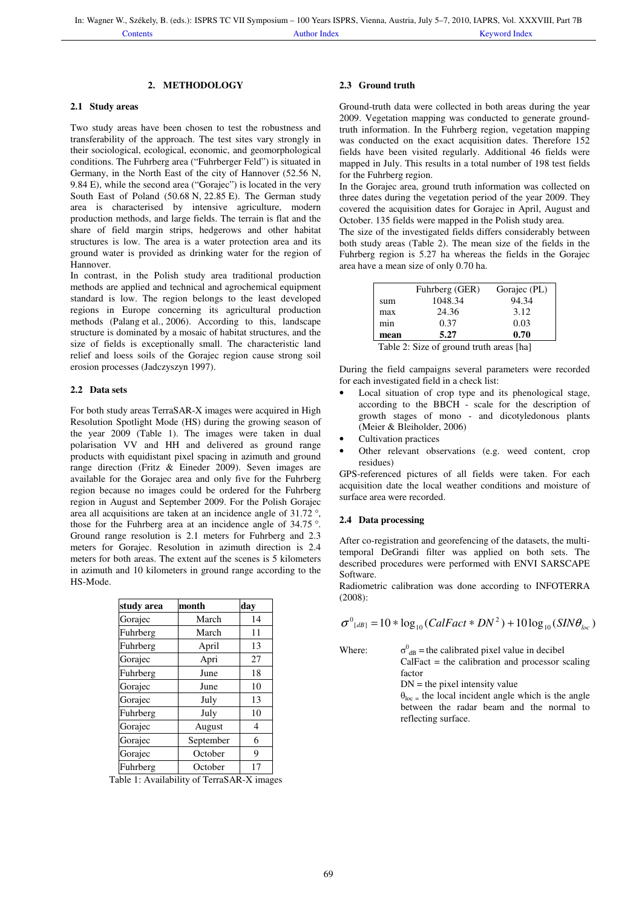## 2. METHODOLOGY

### 2.1 Study areas

Two study areas have been chosen to test the robustness and transferability of the approach. The test sites vary strongly in their sociological, ecological, economic, and geomorphological conditions. The Fuhrberg area ("Fuhrberger Feld") is situated in Germany, in the North East of the city of Hannover (52.56 N, 9.84 E), while the second area ("Gorajec") is located in the very South East of Poland (50.68 N, 22.85 E). The German study area is characterised by intensive agriculture, modern production methods, and large fields. The terrain is flat and the share of field margin strips, hedgerows and other habitat structures is low. The area is a water protection area and its ground water is provided as drinking water for the region of Hannover.

In contrast, in the Polish study area traditional production methods are applied and technical and agrochemical equipment standard is low. The region belongs to the least developed regions in Europe concerning its agricultural production methods (Palang et al., 2006). According to this, landscape structure is dominated by a mosaic of habitat structures, and the size of fields is exceptionally small. The characteristic land relief and loess soils of the Gorajec region cause strong soil erosion processes (Jadczyszyn 1997).

### 2.2 Data sets

For both study areas TerraSAR-X images were acquired in High Resolution Spotlight Mode (HS) during the growing season of the year 2009 (Table 1). The images were taken in dual polarisation VV and HH and delivered as ground range products with equidistant pixel spacing in azimuth and ground range direction (Fritz & Eineder 2009). Seven images are available for the Gorajec area and only five for the Fuhrberg region because no images could be ordered for the Fuhrberg region in August and September 2009. For the Polish Gorajec area all acquisitions are taken at an incidence angle of 31.72 °, those for the Fuhrberg area at an incidence angle of 34.75 °. Ground range resolution is 2.1 meters for Fuhrberg and 2.3 meters for Gorajec. Resolution in azimuth direction is 2.4 meters for both areas. The extent auf the scenes is 5 kilometers in azimuth and 10 kilometers in ground range according to the HS-Mode.

| study area | month | day |
|---|---|---|
| Gorajec | March | 14 |
| Fuhrberg | March | 11 |
| Fuhrberg | April | 13 |
| Gorajec | Apri | 27 |
| Fuhrberg | June | 18 |
| Gorajec | June | 10 |
| Gorajec | July | 13 |
| Fuhrberg | July | 10 |
| Gorajec | August | 4 |
| Gorajec | September | 6 |
| Gorajec | October | 9 |
| Fuhrberg | October | 17 |

Table 1: Availability of TerraSAR-X images

### 2.3 Ground truth

Ground-truth data were collected in both areas during the year 2009. Vegetation mapping was conducted to generate ground-truth information. In the Fuhrberg region, vegetation mapping was conducted on the exact acquisition dates. Therefore 152 fields have been visited regularly. Additional 46 fields were mapped in July. This results in a total number of 198 test fields for the Fuhrberg region.

In the Gorajec area, ground truth information was collected on three dates during the vegetation period of the year 2009. They covered the acquisition dates for Gorajec in April, August and October. 135 fields were mapped in the Polish study area.

The size of the investigated fields differs considerably between both study areas (Table 2). The mean size of the fields in the Fuhrberg region is 5.27 ha whereas the fields in the Gorajec area have a mean size of only 0.70 ha.

| | Fuhrberg (GER) | Gorajec (PL) |
|---|---|---|
| sum | 1048.34 | 94.34 |
| max | 24.36 | 3.12 |
| min | 0.37 | 0.03 |
| **mean** | **5.27** | **0.70** |

Table 2: Size of ground truth areas [ha]

During the field campaigns several parameters were recorded for each investigated field in a check list:

- Local situation of crop type and its phenological stage, according to the BBCH - scale for the description of growth stages of mono - and dicotyledonous plants (Meier & Bleiholder, 2006)
- Cultivation practices
- Other relevant observations (e.g. weed content, crop residues)

GPS-referenced pictures of all fields were taken. For each acquisition date the local weather conditions and moisture of surface area were recorded.

### 2.4 Data processing

After co-registration and georefencing of the datasets, the multi-temporal DeGrandi filter was applied on both sets. The described procedures were performed with ENVI SARSCAPE Software.

Radiometric calibration was done according to INFOTERRA (2008):

$$\sigma^0_{[dB]} = 10 * \log_{10}(CalFact * DN^2) + 10\log_{10}(SIN\theta_{loc})$$

Where:
$\sigma^0_{dB}$ = the calibrated pixel value in decibel
CalFact = the calibration and processor scaling factor
DN = the pixel intensity value
$\theta_{loc}$ = the local incident angle which is the angle between the radar beam and the normal to reflecting surface.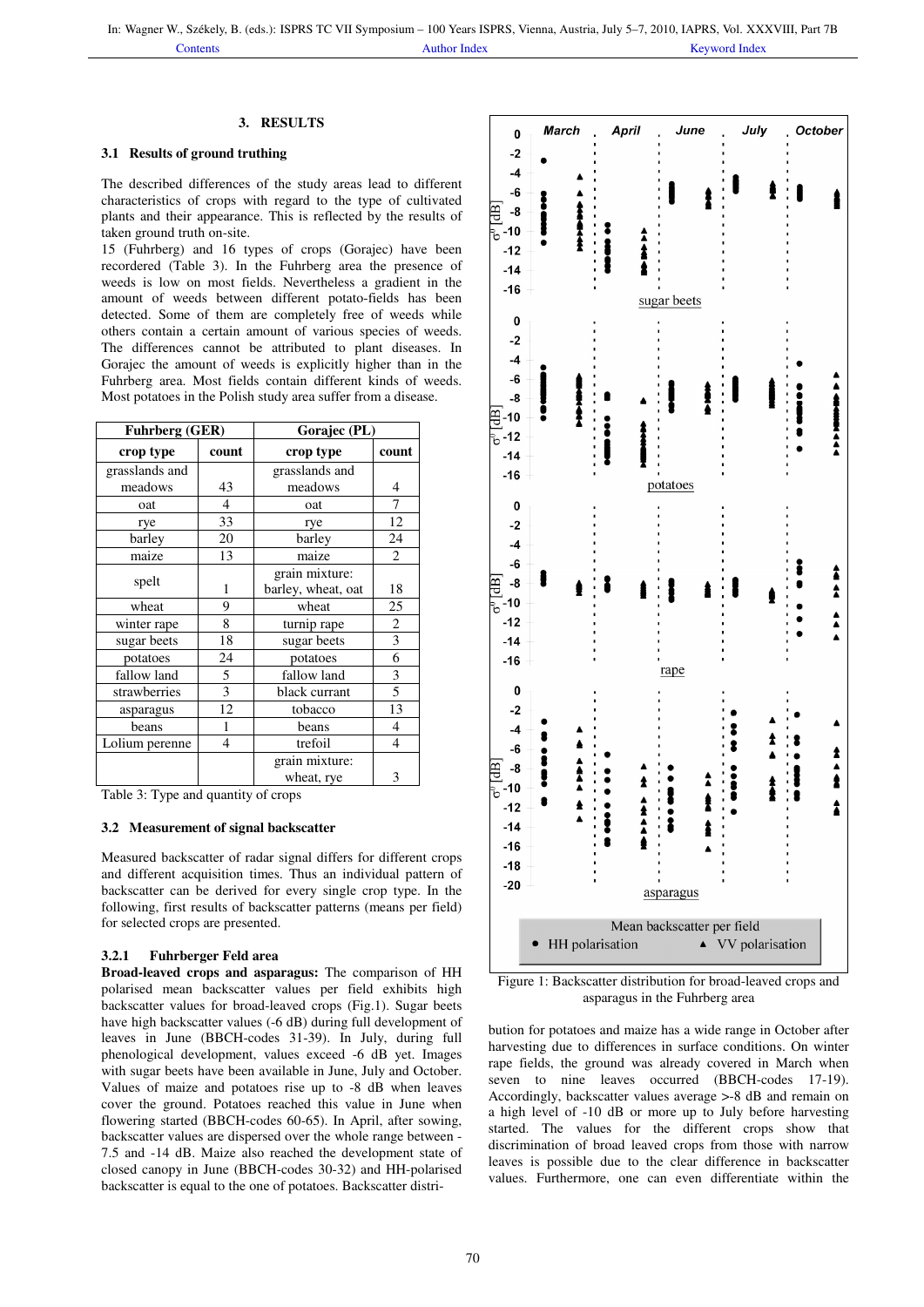## 3. RESULTS

### 3.1 Results of ground truthing

The described differences of the study areas lead to different characteristics of crops with regard to the type of cultivated plants and their appearance. This is reflected by the results of taken ground truth on-site.

15 (Fuhrberg) and 16 types of crops (Gorajec) have been recordered (Table 3). In the Fuhrberg area the presence of weeds is low on most fields. Nevertheless a gradient in the amount of weeds between different potato-fields has been detected. Some of them are completely free of weeds while others contain a certain amount of various species of weeds. The differences cannot be attributed to plant diseases. In Gorajec the amount of weeds is explicitly higher than in the Fuhrberg area. Most fields contain different kinds of weeds. Most potatoes in the Polish study area suffer from a disease.

| Fuhrberg (GER) | | Gorajec (PL) | |
|---|---|---|---|
| crop type | count | crop type | count |
| grasslands and meadows | 43 | grasslands and meadows | 4 |
| oat | 4 | oat | 7 |
| rye | 33 | rye | 12 |
| barley | 20 | barley | 24 |
| maize | 13 | maize | 2 |
| spelt | 1 | grain mixture: barley, wheat, oat | 18 |
| wheat | 9 | wheat | 25 |
| winter rape | 8 | turnip rape | 2 |
| sugar beets | 18 | sugar beets | 3 |
| potatoes | 24 | potatoes | 6 |
| fallow land | 5 | fallow land | 3 |
| strawberries | 3 | black currant | 5 |
| asparagus | 12 | tobacco | 13 |
| beans | 1 | beans | 4 |
| Lolium perenne | 4 | trefoil | 4 |
| | | grain mixture: wheat, rye | 3 |

Table 3: Type and quantity of crops

### 3.2 Measurement of signal backscatter

Measured backscatter of radar signal differs for different crops and different acquisition times. Thus an individual pattern of backscatter can be derived for every single crop type. In the following, first results of backscatter patterns (means per field) for selected crops are presented.

#### 3.2.1 Fuhrberger Feld area

**Broad-leaved crops and asparagus:** The comparison of HH polarised mean backscatter values per field exhibits high backscatter values for broad-leaved crops (Fig.1). Sugar beets have high backscatter values (-6 dB) during full development of leaves in June (BBCH-codes 31-39). In July, during full phenological development, values exceed -6 dB yet. Images with sugar beets have been available in June, July and October. Values of maize and potatoes rise up to -8 dB when leaves cover the ground. Potatoes reached this value in June when flowering started (BBCH-codes 60-65). In April, after sowing, backscatter values are dispersed over the whole range between -7.5 and -14 dB. Maize also reached the development state of closed canopy in June (BBCH-codes 30-32) and HH-polarised backscatter is equal to the one of potatoes. Backscatter distribution for potatoes and maize has a wide range in October after harvesting due to differences in surface conditions. On winter rape fields, the ground was already covered in March when seven to nine leaves occurred (BBCH-codes 17-19). Accordingly, backscatter values average >-8 dB and remain on a high level of -10 dB or more up to July before harvesting started. The values for the different crops show that discrimination of broad leaved crops from those with narrow leaves is possible due to the clear difference in backscatter values. Furthermore, one can even differentiate within the

Figure 1: Backscatter distribution for broad-leaved crops and asparagus in the Fuhrberg area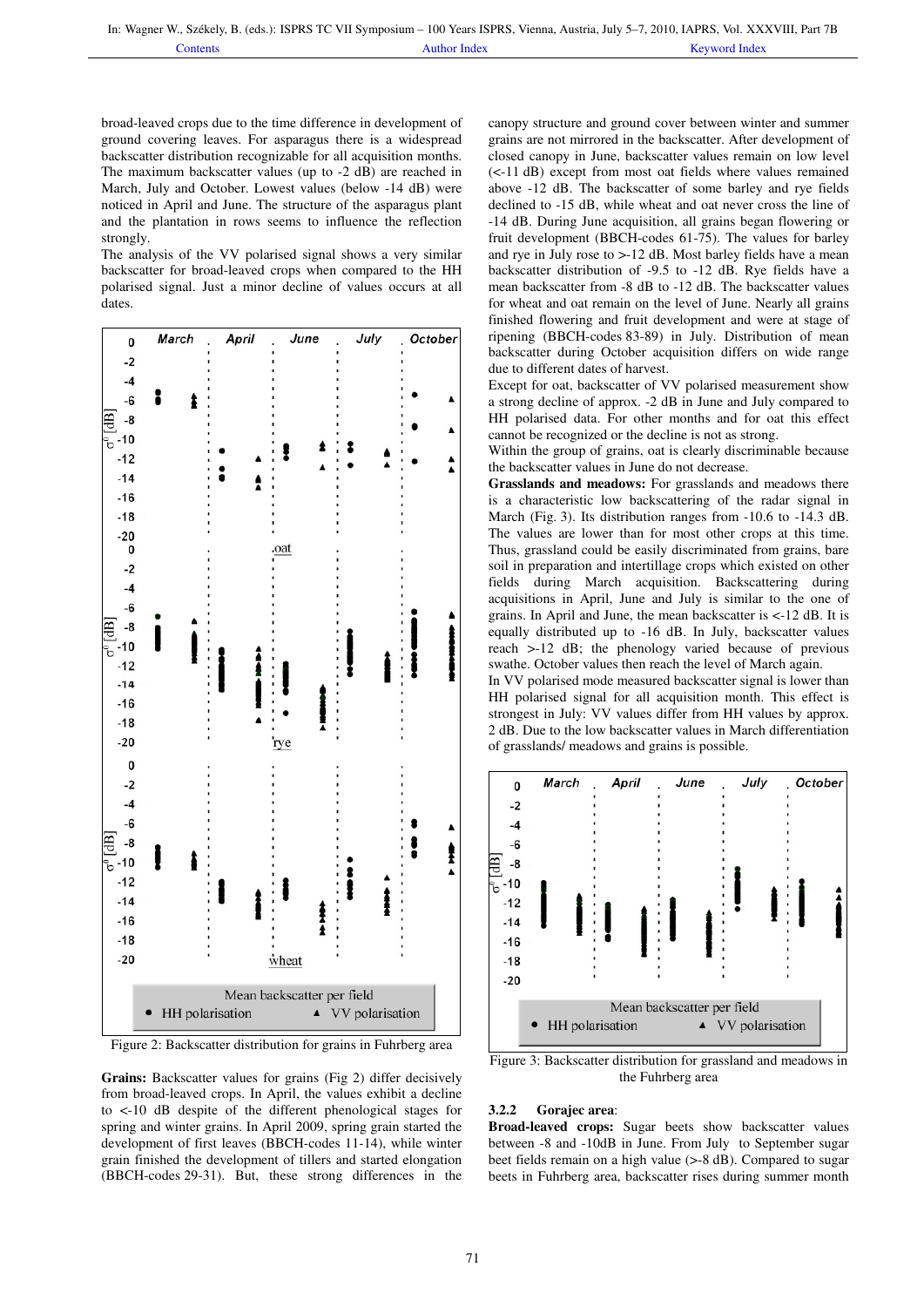broad-leaved crops due to the time difference in development of ground covering leaves. For asparagus there is a widespread backscatter distribution recognizable for all acquisition months. The maximum backscatter values (up to -2 dB) are reached in March, July and October. Lowest values (below -14 dB) were noticed in April and June. The structure of the asparagus plant and the plantation in rows seems to influence the reflection strongly.

The analysis of the VV polarised signal shows a very similar backscatter for broad-leaved crops when compared to the HH polarised signal. Just a minor decline of values occurs at all dates.

Figure 2: Backscatter distribution for grains in Fuhrberg area

**Grains:** Backscatter values for grains (Fig 2) differ decisively from broad-leaved crops. In April, the values exhibit a decline to <-10 dB despite of the different phenological stages for spring and winter grains. In April 2009, spring grain started the development of first leaves (BBCH-codes 11-14), while winter grain finished the development of tillers and started elongation (BBCH-codes 29-31). But, these strong differences in the canopy structure and ground cover between winter and summer grains are not mirrored in the backscatter. After development of closed canopy in June, backscatter values remain on low level (<-11 dB) except from most oat fields where values remained above -12 dB. The backscatter of some barley and rye fields declined to -15 dB, while wheat and oat never cross the line of -14 dB. During June acquisition, all grains began flowering or fruit development (BBCH-codes 61-75). The values for barley and rye in July rose to >-12 dB. Most barley fields have a mean backscatter distribution of -9.5 to -12 dB. Rye fields have a mean backscatter from -8 dB to -12 dB. The backscatter values for wheat and oat remain on the level of June. Nearly all grains finished flowering and fruit development and were at stage of ripening (BBCH-codes 83-89) in July. Distribution of mean backscatter during October acquisition differs on wide range due to different dates of harvest.

Except for oat, backscatter of VV polarised measurement show a strong decline of approx. -2 dB in June and July compared to HH polarised data. For other months and for oat this effect cannot be recognized or the decline is not as strong.

Within the group of grains, oat is clearly discriminable because the backscatter values in June do not decrease.

**Grasslands and meadows:** For grasslands and meadows there is a characteristic low backscattering of the radar signal in March (Fig. 3). Its distribution ranges from -10.6 to -14.3 dB. The values are lower than for most other crops at this time. Thus, grassland could be easily discriminated from grains, bare soil in preparation and intertillage crops which existed on other fields during March acquisition. Backscattering during acquisitions in April, June and July is similar to the one of grains. In April and June, the mean backscatter is <-12 dB. It is equally distributed up to -16 dB. In July, backscatter values reach >-12 dB; the phenology varied because of previous swathe. October values then reach the level of March again.

In VV polarised mode measured backscatter signal is lower than HH polarised signal for all acquisition month. This effect is strongest in July: VV values differ from HH values by approx. 2 dB. Due to the low backscatter values in March differentiation of grasslands/ meadows and grains is possible.

Figure 3: Backscatter distribution for grassland and meadows in the Fuhrberg area

### 3.2.2 Gorajec area:

**Broad-leaved crops:** Sugar beets show backscatter values between -8 and -10dB in June. From July to September sugar beet fields remain on a high value (>-8 dB). Compared to sugar beets in Fuhrberg area, backscatter rises during summer month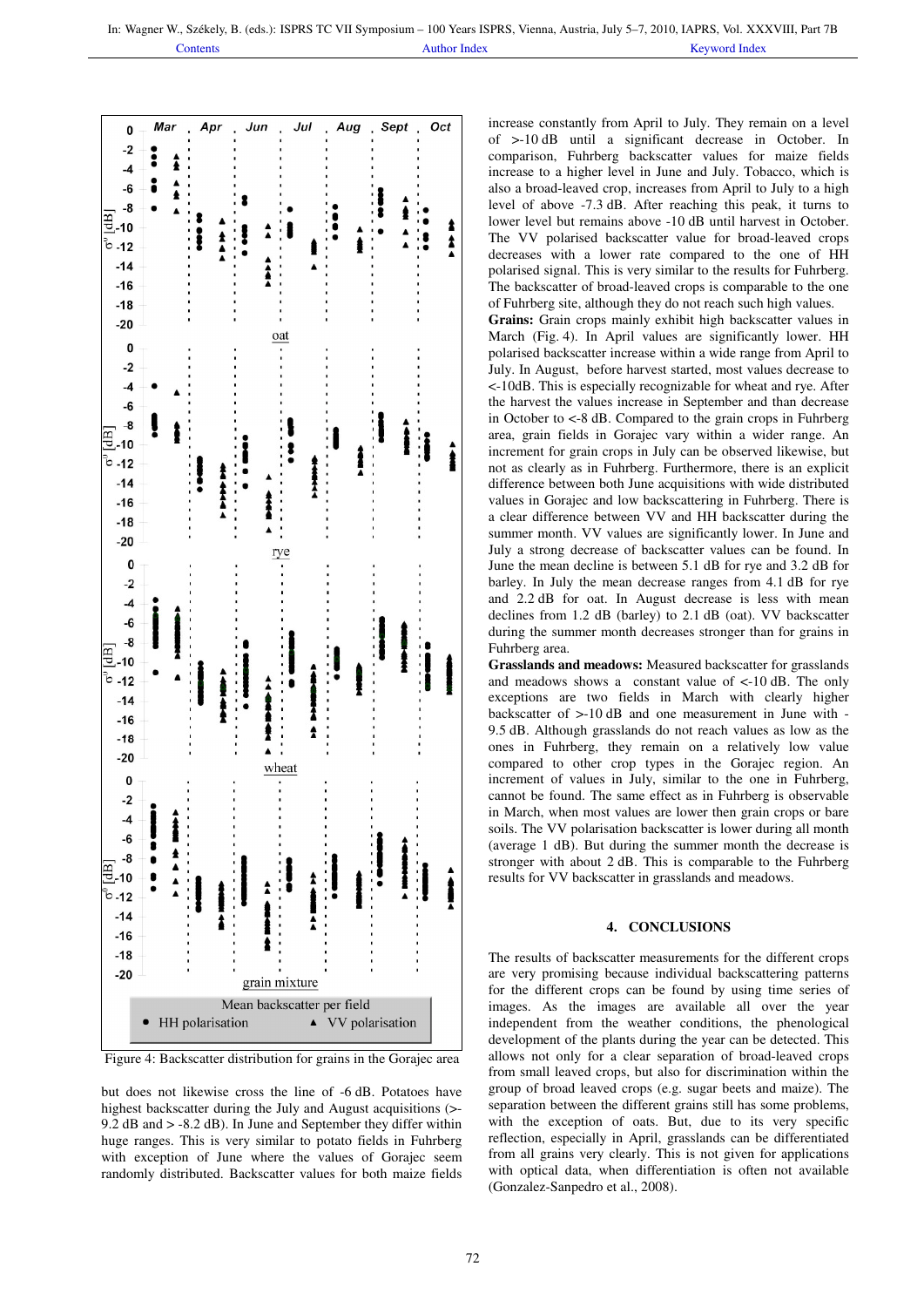Figure 4: Backscatter distribution for grains in the Gorajec area

but does not likewise cross the line of -6 dB. Potatoes have highest backscatter during the July and August acquisitions (>-9.2 dB and > -8.2 dB). In June and September they differ within huge ranges. This is very similar to potato fields in Fuhrberg with exception of June where the values of Gorajec seem randomly distributed. Backscatter values for both maize fields increase constantly from April to July. They remain on a level of >-10 dB until a significant decrease in October. In comparison, Fuhrberg backscatter values for maize fields increase to a higher level in June and July. Tobacco, which is also a broad-leaved crop, increases from April to July to a high level of above -7.3 dB. After reaching this peak, it turns to lower level but remains above -10 dB until harvest in October. The VV polarised backscatter value for broad-leaved crops decreases with a lower rate compared to the one of HH polarised signal. This is very similar to the results for Fuhrberg. The backscatter of broad-leaved crops is comparable to the one of Fuhrberg site, although they do not reach such high values.

**Grains:** Grain crops mainly exhibit high backscatter values in March (Fig. 4). In April values are significantly lower. HH polarised backscatter increase within a wide range from April to July. In August, before harvest started, most values decrease to <-10dB. This is especially recognizable for wheat and rye. After the harvest the values increase in September and than decrease in October to <-8 dB. Compared to the grain crops in Fuhrberg area, grain fields in Gorajec vary within a wider range. An increment for grain crops in July can be observed likewise, but not as clearly as in Fuhrberg. Furthermore, there is an explicit difference between both June acquisitions with wide distributed values in Gorajec and low backscattering in Fuhrberg. There is a clear difference between VV and HH backscatter during the summer month. VV values are significantly lower. In June and July a strong decrease of backscatter values can be found. In June the mean decline is between 5.1 dB for rye and 3.2 dB for barley. In July the mean decrease ranges from 4.1 dB for rye and 2.2 dB for oat. In August decrease is less with mean declines from 1.2 dB (barley) to 2.1 dB (oat). VV backscatter during the summer month decreases stronger than for grains in Fuhrberg area.

**Grasslands and meadows:** Measured backscatter for grasslands and meadows shows a constant value of <-10 dB. The only exceptions are two fields in March with clearly higher backscatter of >-10 dB and one measurement in June with -9.5 dB. Although grasslands do not reach values as low as the ones in Fuhrberg, they remain on a relatively low value compared to other crop types in the Gorajec region. An increment of values in July, similar to the one in Fuhrberg, cannot be found. The same effect as in Fuhrberg is observable in March, when most values are lower then grain crops or bare soils. The VV polarisation backscatter is lower during all month (average 1 dB). But during the summer month the decrease is stronger with about 2 dB. This is comparable to the Fuhrberg results for VV backscatter in grasslands and meadows.

## 4. CONCLUSIONS

The results of backscatter measurements for the different crops are very promising because individual backscattering patterns for the different crops can be found by using time series of images. As the images are available all over the year independent from the weather conditions, the phenological development of the plants during the year can be detected. This allows not only for a clear separation of broad-leaved crops from small leaved crops, but also for discrimination within the group of broad leaved crops (e.g. sugar beets and maize). The separation between the different grains still has some problems, with the exception of oats. But, due to its very specific reflection, especially in April, grasslands can be differentiated from all grains very clearly. This is not given for applications with optical data, when differentiation is often not available (Gonzalez-Sanpedro et al., 2008).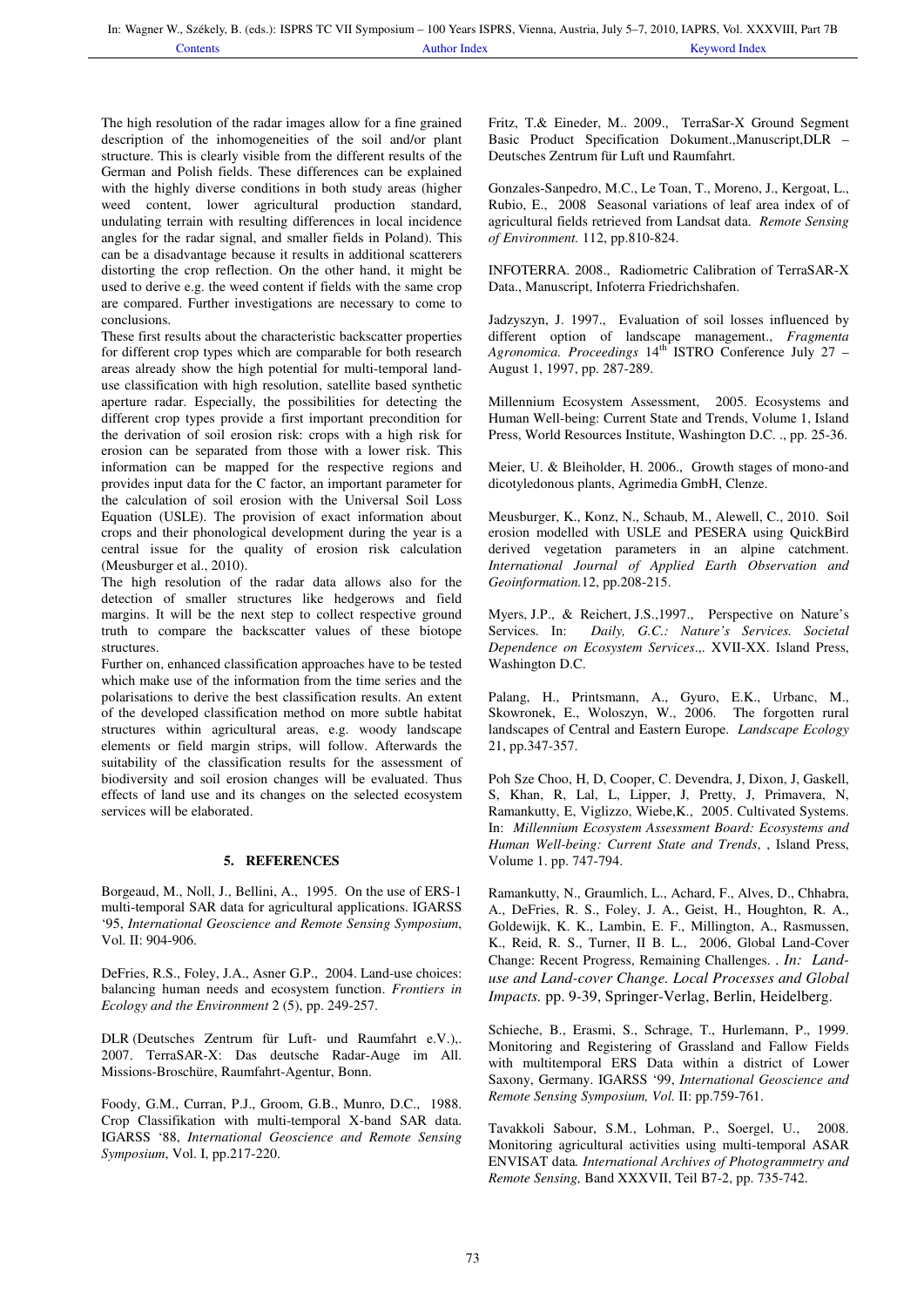The high resolution of the radar images allow for a fine grained description of the inhomogeneities of the soil and/or plant structure. This is clearly visible from the different results of the German and Polish fields. These differences can be explained with the highly diverse conditions in both study areas (higher weed content, lower agricultural production standard, undulating terrain with resulting differences in local incidence angles for the radar signal, and smaller fields in Poland). This can be a disadvantage because it results in additional scatterers distorting the crop reflection. On the other hand, it might be used to derive e.g. the weed content if fields with the same crop are compared. Further investigations are necessary to come to conclusions.

These first results about the characteristic backscatter properties for different crop types which are comparable for both research areas already show the high potential for multi-temporal land-use classification with high resolution, satellite based synthetic aperture radar. Especially, the possibilities for detecting the different crop types provide a first important precondition for the derivation of soil erosion risk: crops with a high risk for erosion can be separated from those with a lower risk. This information can be mapped for the respective regions and provides input data for the C factor, an important parameter for the calculation of soil erosion with the Universal Soil Loss Equation (USLE). The provision of exact information about crops and their phonological development during the year is a central issue for the quality of erosion risk calculation (Meusburger et al., 2010).

The high resolution of the radar data allows also for the detection of smaller structures like hedgerows and field margins. It will be the next step to collect respective ground truth to compare the backscatter values of these biotope structures.

Further on, enhanced classification approaches have to be tested which make use of the information from the time series and the polarisations to derive the best classification results. An extent of the developed classification method on more subtle habitat structures within agricultural areas, e.g. woody landscape elements or field margin strips, will follow. Afterwards the suitability of the classification results for the assessment of biodiversity and soil erosion changes will be evaluated. Thus effects of land use and its changes on the selected ecosystem services will be elaborated.

## 5. REFERENCES

Borgeaud, M., Noll, J., Bellini, A., 1995. On the use of ERS-1 multi-temporal SAR data for agricultural applications. IGARSS '95, *International Geoscience and Remote Sensing Symposium*, Vol. II: 904-906.

DeFries, R.S., Foley, J.A., Asner G.P., 2004. Land-use choices: balancing human needs and ecosystem function. *Frontiers in Ecology and the Environment* 2 (5), pp. 249-257.

DLR (Deutsches Zentrum für Luft- und Raumfahrt e.V.),. 2007. TerraSAR-X: Das deutsche Radar-Auge im All. Missions-Broschüre, Raumfahrt-Agentur, Bonn.

Foody, G.M., Curran, P.J., Groom, G.B., Munro, D.C., 1988. Crop Classifikation with multi-temporal X-band SAR data. IGARSS '88, *International Geoscience and Remote Sensing Symposium*, Vol. I, pp.217-220.

Fritz, T.& Eineder, M.. 2009., TerraSar-X Ground Segment Basic Product Specification Dokument.,Manuscript,DLR – Deutsches Zentrum für Luft und Raumfahrt.

Gonzales-Sanpedro, M.C., Le Toan, T., Moreno, J., Kergoat, L., Rubio, E., 2008 Seasonal variations of leaf area index of of agricultural fields retrieved from Landsat data. *Remote Sensing of Environment.* 112, pp.810-824.

INFOTERRA. 2008., Radiometric Calibration of TerraSAR-X Data., Manuscript, Infoterra Friedrichshafen.

Jadzyszyn, J. 1997., Evaluation of soil losses influenced by different option of landscape management., *Fragmenta Agronomica. Proceedings* 14th ISTRO Conference July 27 – August 1, 1997, pp. 287-289.

Millennium Ecosystem Assessment, 2005. Ecosystems and Human Well-being: Current State and Trends, Volume 1, Island Press, World Resources Institute, Washington D.C. ., pp. 25-36.

Meier, U. & Bleiholder, H. 2006., Growth stages of mono-and dicotyledonous plants, Agrimedia GmbH, Clenze.

Meusburger, K., Konz, N., Schaub, M., Alewell, C., 2010. Soil erosion modelled with USLE and PESERA using QuickBird derived vegetation parameters in an alpine catchment. *International Journal of Applied Earth Observation and Geoinformation.*12, pp.208-215.

Myers, J.P., & Reichert, J.S.,1997., Perspective on Nature's Services. In: *Daily, G.C.: Nature's Services. Societal Dependence on Ecosystem Services*.,. XVII-XX. Island Press, Washington D.C.

Palang, H., Printsmann, A., Gyuro, E.K., Urbanc, M., Skowronek, E., Woloszyn, W., 2006. The forgotten rural landscapes of Central and Eastern Europe. *Landscape Ecology* 21, pp.347-357.

Poh Sze Choo, H, D, Cooper, C. Devendra, J, Dixon, J, Gaskell, S, Khan, R, Lal, L, Lipper, J, Pretty, J, Primavera, N, Ramankutty, E, Viglizzo, Wiebe,K., 2005. Cultivated Systems. In: *Millennium Ecosystem Assessment Board: Ecosystems and Human Well-being: Current State and Trends*, , Island Press, Volume 1. pp. 747-794.

Ramankutty, N., Graumlich, L., Achard, F., Alves, D., Chhabra, A., DeFries, R. S., Foley, J. A., Geist, H., Houghton, R. A., Goldewijk, K. K., Lambin, E. F., Millington, A., Rasmussen, K., Reid, R. S., Turner, II B. L., 2006, Global Land-Cover Change: Recent Progress, Remaining Challenges. . *In: Land-use and Land-cover Change. Local Processes and Global Impacts.* pp. 9-39, Springer-Verlag, Berlin, Heidelberg.

Schieche, B., Erasmi, S., Schrage, T., Hurlemann, P., 1999. Monitoring and Registering of Grassland and Fallow Fields with multitemporal ERS Data within a district of Lower Saxony, Germany. IGARSS '99, *International Geoscience and Remote Sensing Symposium, Vol.* II: pp.759-761.

Tavakkoli Sabour, S.M., Lohman, P., Soergel, U., 2008. Monitoring agricultural activities using multi-temporal ASAR ENVISAT data*. International Archives of Photogrammetry and Remote Sensing,* Band XXXVII, Teil B7-2, pp. 735-742.